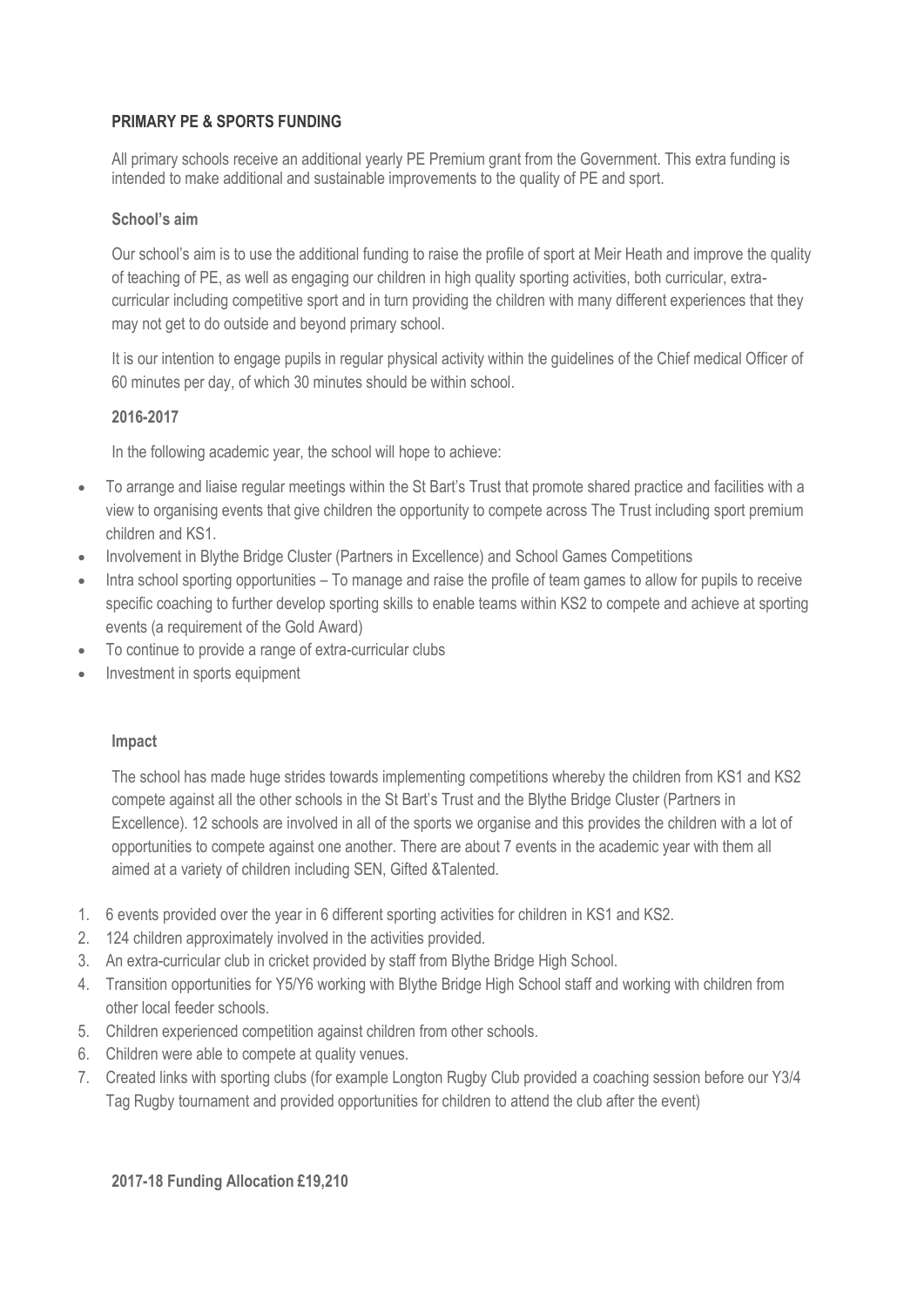## PRIMARY PE & SPORTS FUNDING

All primary schools receive an additional yearly PE Premium grant from the Government. This extra funding is intended to make additional and sustainable improvements to the quality of PE and sport.

### School's aim

Our school's aim is to use the additional funding to raise the profile of sport at Meir Heath and improve the quality of teaching of PE, as well as engaging our children in high quality sporting activities, both curricular, extra-curricular including competitive sport and in turn providing the children with many different experiences that they may not get to do outside and beyond primary school.

It is our intention to engage pupils in regular physical activity within the guidelines of the Chief medical Officer of 60 minutes per day, of which 30 minutes should be within school.

### 2016-2017

In the following academic year, the school will hope to achieve:

- To arrange and liaise regular meetings within the St Bart's Trust that promote shared practice and facilities with a view to organising events that give children the opportunity to compete across The Trust including sport premium children and KS1.
- Involvement in Blythe Bridge Cluster (Partners in Excellence) and School Games Competitions
- Intra school sporting opportunities – To manage and raise the profile of team games to allow for pupils to receive specific coaching to further develop sporting skills to enable teams within KS2 to compete and achieve at sporting events (a requirement of the Gold Award)
- To continue to provide a range of extra-curricular clubs
- Investment in sports equipment

### Impact

The school has made huge strides towards implementing competitions whereby the children from KS1 and KS2 compete against all the other schools in the St Bart's Trust and the Blythe Bridge Cluster (Partners in Excellence). 12 schools are involved in all of the sports we organise and this provides the children with a lot of opportunities to compete against one another. There are about 7 events in the academic year with them all aimed at a variety of children including SEN, Gifted &Talented.

1. 6 events provided over the year in 6 different sporting activities for children in KS1 and KS2.
2. 124 children approximately involved in the activities provided.
3. An extra-curricular club in cricket provided by staff from Blythe Bridge High School.
4. Transition opportunities for Y5/Y6 working with Blythe Bridge High School staff and working with children from other local feeder schools.
5. Children experienced competition against children from other schools.
6. Children were able to compete at quality venues.
7. Created links with sporting clubs (for example Longton Rugby Club provided a coaching session before our Y3/4 Tag Rugby tournament and provided opportunities for children to attend the club after the event)

### 2017-18 Funding Allocation £19,210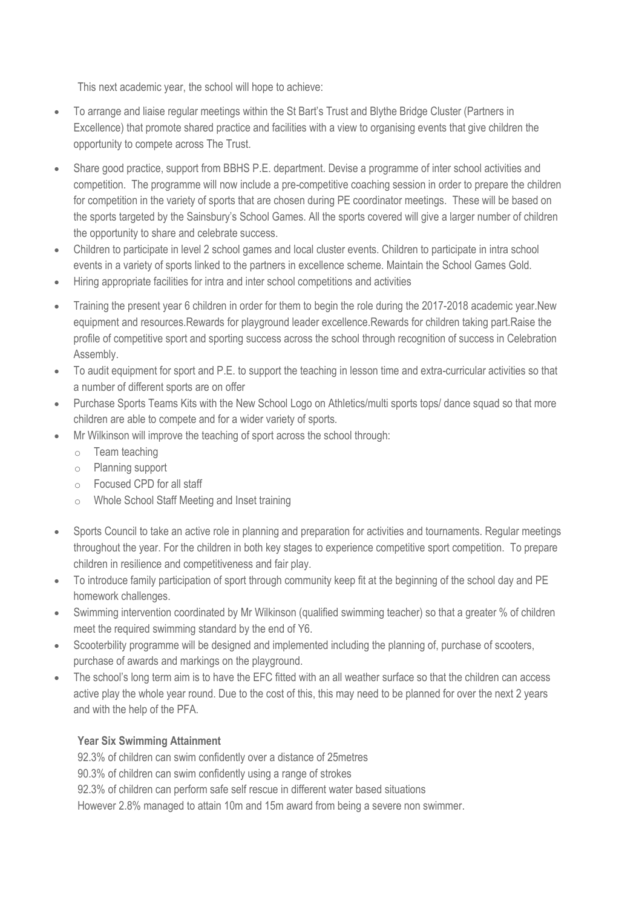This next academic year, the school will hope to achieve:

- To arrange and liaise regular meetings within the St Bart's Trust and Blythe Bridge Cluster (Partners in Excellence) that promote shared practice and facilities with a view to organising events that give children the opportunity to compete across The Trust.
- Share good practice, support from BBHS P.E. department. Devise a programme of inter school activities and competition. The programme will now include a pre-competitive coaching session in order to prepare the children for competition in the variety of sports that are chosen during PE coordinator meetings. These will be based on the sports targeted by the Sainsbury's School Games. All the sports covered will give a larger number of children the opportunity to share and celebrate success.
- Children to participate in level 2 school games and local cluster events. Children to participate in intra school events in a variety of sports linked to the partners in excellence scheme. Maintain the School Games Gold.
- Hiring appropriate facilities for intra and inter school competitions and activities
- Training the present year 6 children in order for them to begin the role during the 2017-2018 academic year.New equipment and resources.Rewards for playground leader excellence.Rewards for children taking part.Raise the profile of competitive sport and sporting success across the school through recognition of success in Celebration Assembly.
- To audit equipment for sport and P.E. to support the teaching in lesson time and extra-curricular activities so that a number of different sports are on offer
- Purchase Sports Teams Kits with the New School Logo on Athletics/multi sports tops/ dance squad so that more children are able to compete and for a wider variety of sports.
- Mr Wilkinson will improve the teaching of sport across the school through:
  - Team teaching
  - Planning support
  - Focused CPD for all staff
  - Whole School Staff Meeting and Inset training
- Sports Council to take an active role in planning and preparation for activities and tournaments. Regular meetings throughout the year. For the children in both key stages to experience competitive sport competition. To prepare children in resilience and competitiveness and fair play.
- To introduce family participation of sport through community keep fit at the beginning of the school day and PE homework challenges.
- Swimming intervention coordinated by Mr Wilkinson (qualified swimming teacher) so that a greater % of children meet the required swimming standard by the end of Y6.
- Scooterbility programme will be designed and implemented including the planning of, purchase of scooters, purchase of awards and markings on the playground.
- The school's long term aim is to have the EFC fitted with an all weather surface so that the children can access active play the whole year round. Due to the cost of this, this may need to be planned for over the next 2 years and with the help of the PFA.

**Year Six Swimming Attainment**

92.3% of children can swim confidently over a distance of 25metres

90.3% of children can swim confidently using a range of strokes

92.3% of children can perform safe self rescue in different water based situations

However 2.8% managed to attain 10m and 15m award from being a severe non swimmer.